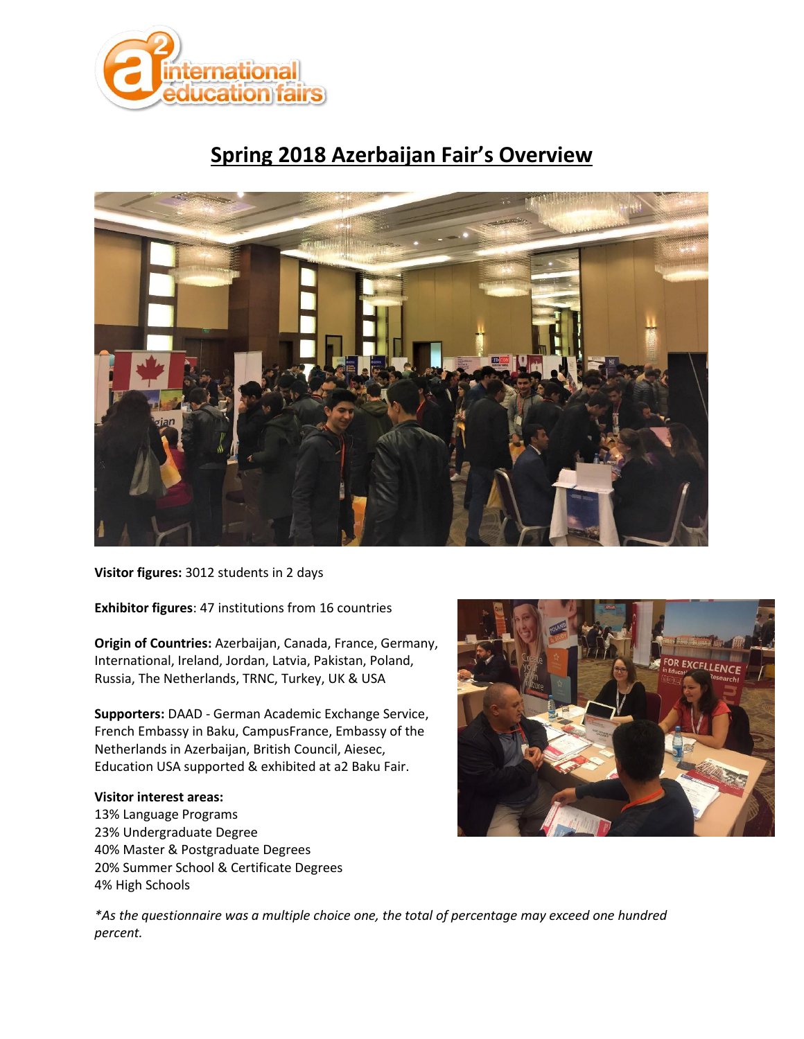# Spring 2018 Azerbaijan Fair's Overview

**Visitor figures:** 3012 students in 2 days

**Exhibitor figures**: 47 institutions from 16 countries

**Origin of Countries:** Azerbaijan, Canada, France, Germany, International, Ireland, Jordan, Latvia, Pakistan, Poland, Russia, The Netherlands, TRNC, Turkey, UK & USA

**Supporters:** DAAD - German Academic Exchange Service, French Embassy in Baku, CampusFrance, Embassy of the Netherlands in Azerbaijan, British Council, Aiesec, Education USA supported & exhibited at a2 Baku Fair.

**Visitor interest areas:**
13% Language Programs
23% Undergraduate Degree
40% Master & Postgraduate Degrees
20% Summer School & Certificate Degrees
4% High Schools

*\*As the questionnaire was a multiple choice one, the total of percentage may exceed one hundred percent.*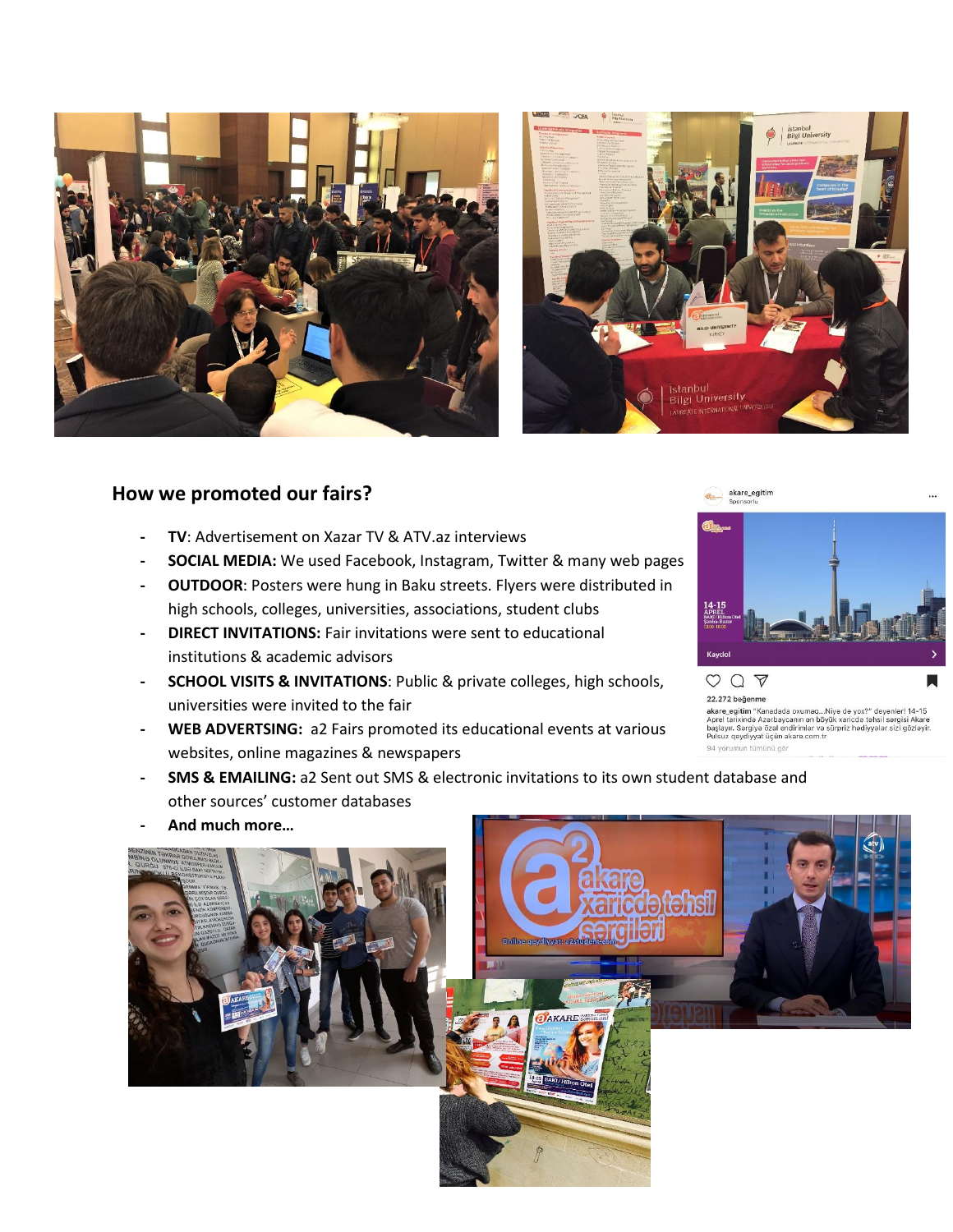## How we promoted our fairs?

- **TV**: Advertisement on Xazar TV & ATV.az interviews
- **SOCIAL MEDIA:** We used Facebook, Instagram, Twitter & many web pages
- **OUTDOOR**: Posters were hung in Baku streets. Flyers were distributed in high schools, colleges, universities, associations, student clubs
- **DIRECT INVITATIONS:** Fair invitations were sent to educational institutions & academic advisors
- **SCHOOL VISITS & INVITATIONS**: Public & private colleges, high schools, universities were invited to the fair
- **WEB ADVERTSING:** a2 Fairs promoted its educational events at various websites, online magazines & newspapers
- **SMS & EMAILING:** a2 Sent out SMS & electronic invitations to its own student database and other sources' customer databases
- **And much more…**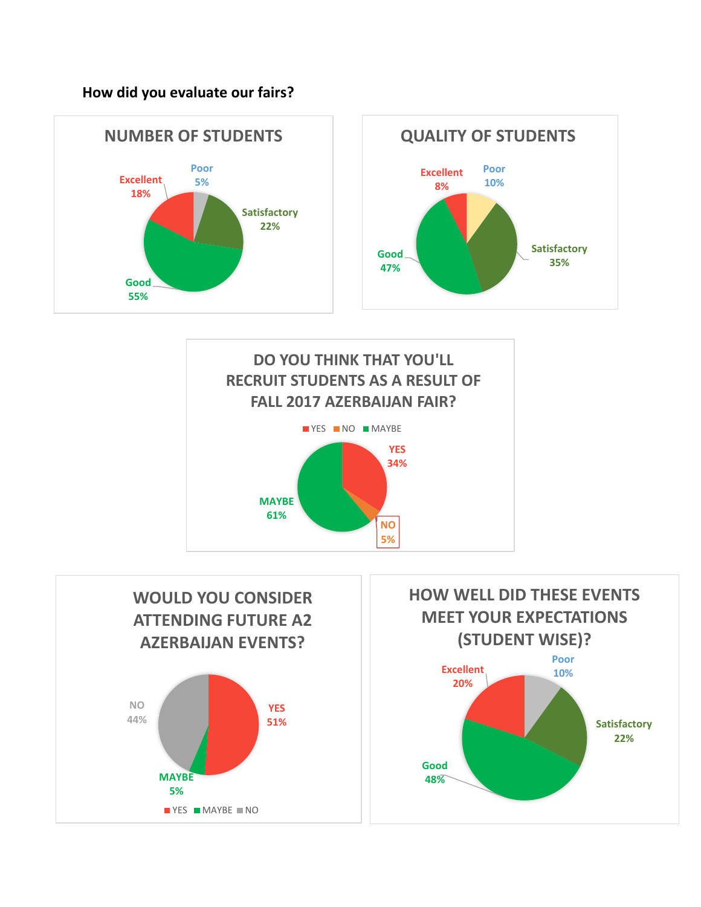**How did you evaluate our fairs?**

### NUMBER OF STUDENTS

| Rating | Percentage |
| --- | --- |
| Excellent | 18% |
| Poor | 5% |
| Satisfactory | 22% |
| Good | 55% |

### QUALITY OF STUDENTS

| Rating | Percentage |
| --- | --- |
| Excellent | 8% |
| Poor | 10% |
| Satisfactory | 35% |
| Good | 47% |

### DO YOU THINK THAT YOU'LL RECRUIT STUDENTS AS A RESULT OF FALL 2017 AZERBAIJAN FAIR?

| Answer | Percentage |
| --- | --- |
| YES | 34% |
| NO | 5% |
| MAYBE | 61% |

### WOULD YOU CONSIDER ATTENDING FUTURE A2 AZERBAIJAN EVENTS?

| Answer | Percentage |
| --- | --- |
| YES | 51% |
| MAYBE | 5% |
| NO | 44% |

### HOW WELL DID THESE EVENTS MEET YOUR EXPECTATIONS (STUDENT WISE)?

| Rating | Percentage |
| --- | --- |
| Excellent | 20% |
| Poor | 10% |
| Satisfactory | 22% |
| Good | 48% |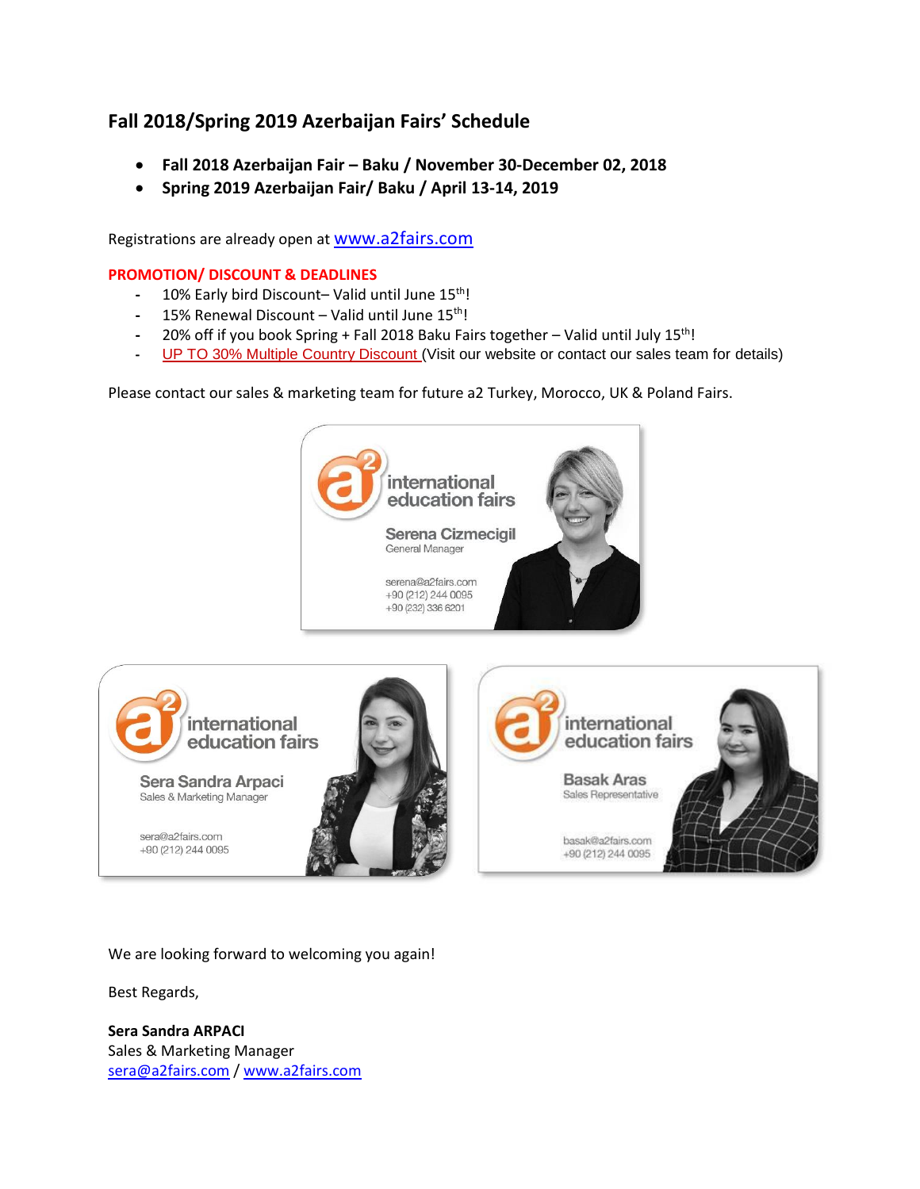## Fall 2018/Spring 2019 Azerbaijan Fairs' Schedule

- **Fall 2018 Azerbaijan Fair – Baku / November 30-December 02, 2018**
- **Spring 2019 Azerbaijan Fair/ Baku / April 13-14, 2019**

Registrations are already open at www.a2fairs.com

**PROMOTION/ DISCOUNT & DEADLINES**

- 10% Early bird Discount– Valid until June 15th!
- 15% Renewal Discount – Valid until June 15th!
- 20% off if you book Spring + Fall 2018 Baku Fairs together – Valid until July 15th!
- UP TO 30% Multiple Country Discount (Visit our website or contact our sales team for details)

Please contact our sales & marketing team for future a2 Turkey, Morocco, UK & Poland Fairs.

international education fairs

Serena Cizmecigil
General Manager

serena@a2fairs.com
+90 (212) 244 0095
+90 (232) 336 6201

international education fairs

Sera Sandra Arpaci
Sales & Marketing Manager

sera@a2fairs.com
+90 (212) 244 0095

international education fairs

Basak Aras
Sales Representative

basak@a2fairs.com
+90 (212) 244 0095

We are looking forward to welcoming you again!

Best Regards,

**Sera Sandra ARPACI**
Sales & Marketing Manager
sera@a2fairs.com / www.a2fairs.com